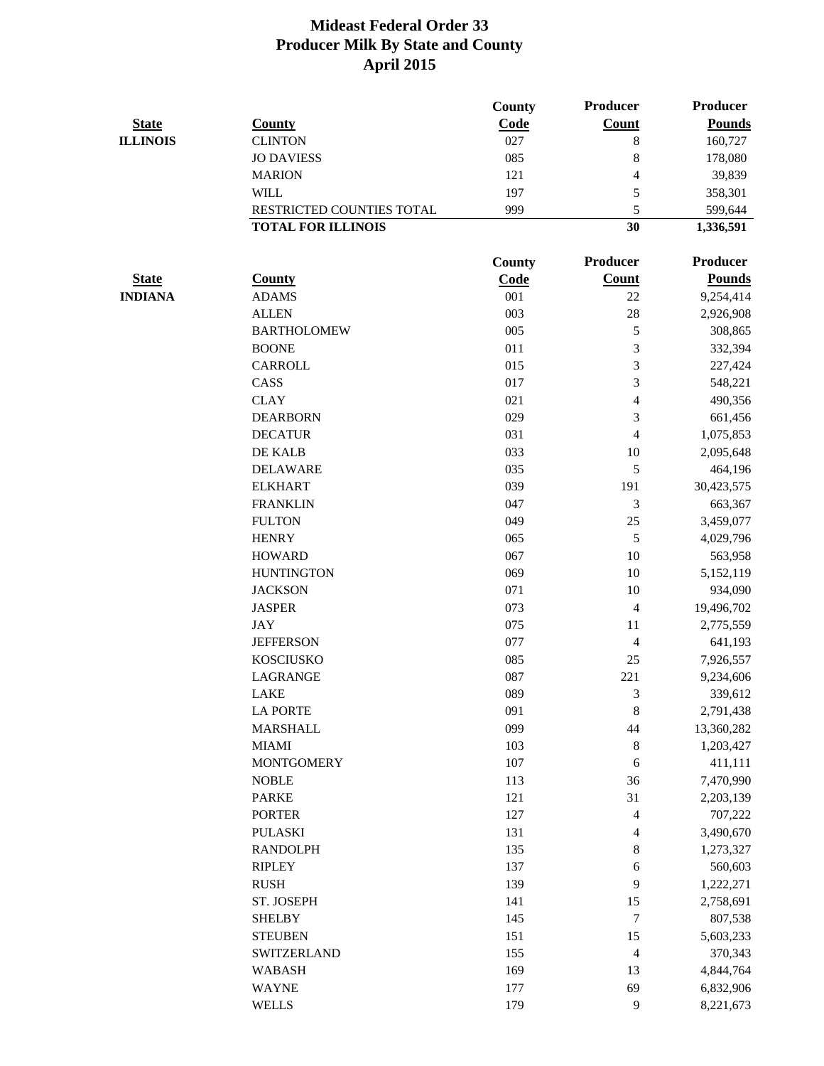# Mideast Federal Order 33
# Producer Milk By State and County
# April 2015

| State | County | County Code | Producer Count | Producer Pounds |
|---|---|---|---|---|
| **ILLINOIS** | CLINTON | 027 | 8 | 160,727 |
| | JO DAVIESS | 085 | 8 | 178,080 |
| | MARION | 121 | 4 | 39,839 |
| | WILL | 197 | 5 | 358,301 |
| | RESTRICTED COUNTIES TOTAL | 999 | 5 | 599,644 |
| | **TOTAL FOR ILLINOIS** | | **30** | **1,336,591** |

| State | County | County Code | Producer Count | Producer Pounds |
|---|---|---|---|---|
| **INDIANA** | ADAMS | 001 | 22 | 9,254,414 |
| | ALLEN | 003 | 28 | 2,926,908 |
| | BARTHOLOMEW | 005 | 5 | 308,865 |
| | BOONE | 011 | 3 | 332,394 |
| | CARROLL | 015 | 3 | 227,424 |
| | CASS | 017 | 3 | 548,221 |
| | CLAY | 021 | 4 | 490,356 |
| | DEARBORN | 029 | 3 | 661,456 |
| | DECATUR | 031 | 4 | 1,075,853 |
| | DE KALB | 033 | 10 | 2,095,648 |
| | DELAWARE | 035 | 5 | 464,196 |
| | ELKHART | 039 | 191 | 30,423,575 |
| | FRANKLIN | 047 | 3 | 663,367 |
| | FULTON | 049 | 25 | 3,459,077 |
| | HENRY | 065 | 5 | 4,029,796 |
| | HOWARD | 067 | 10 | 563,958 |
| | HUNTINGTON | 069 | 10 | 5,152,119 |
| | JACKSON | 071 | 10 | 934,090 |
| | JASPER | 073 | 4 | 19,496,702 |
| | JAY | 075 | 11 | 2,775,559 |
| | JEFFERSON | 077 | 4 | 641,193 |
| | KOSCIUSKO | 085 | 25 | 7,926,557 |
| | LAGRANGE | 087 | 221 | 9,234,606 |
| | LAKE | 089 | 3 | 339,612 |
| | LA PORTE | 091 | 8 | 2,791,438 |
| | MARSHALL | 099 | 44 | 13,360,282 |
| | MIAMI | 103 | 8 | 1,203,427 |
| | MONTGOMERY | 107 | 6 | 411,111 |
| | NOBLE | 113 | 36 | 7,470,990 |
| | PARKE | 121 | 31 | 2,203,139 |
| | PORTER | 127 | 4 | 707,222 |
| | PULASKI | 131 | 4 | 3,490,670 |
| | RANDOLPH | 135 | 8 | 1,273,327 |
| | RIPLEY | 137 | 6 | 560,603 |
| | RUSH | 139 | 9 | 1,222,271 |
| | ST. JOSEPH | 141 | 15 | 2,758,691 |
| | SHELBY | 145 | 7 | 807,538 |
| | STEUBEN | 151 | 15 | 5,603,233 |
| | SWITZERLAND | 155 | 4 | 370,343 |
| | WABASH | 169 | 13 | 4,844,764 |
| | WAYNE | 177 | 69 | 6,832,906 |
| | WELLS | 179 | 9 | 8,221,673 |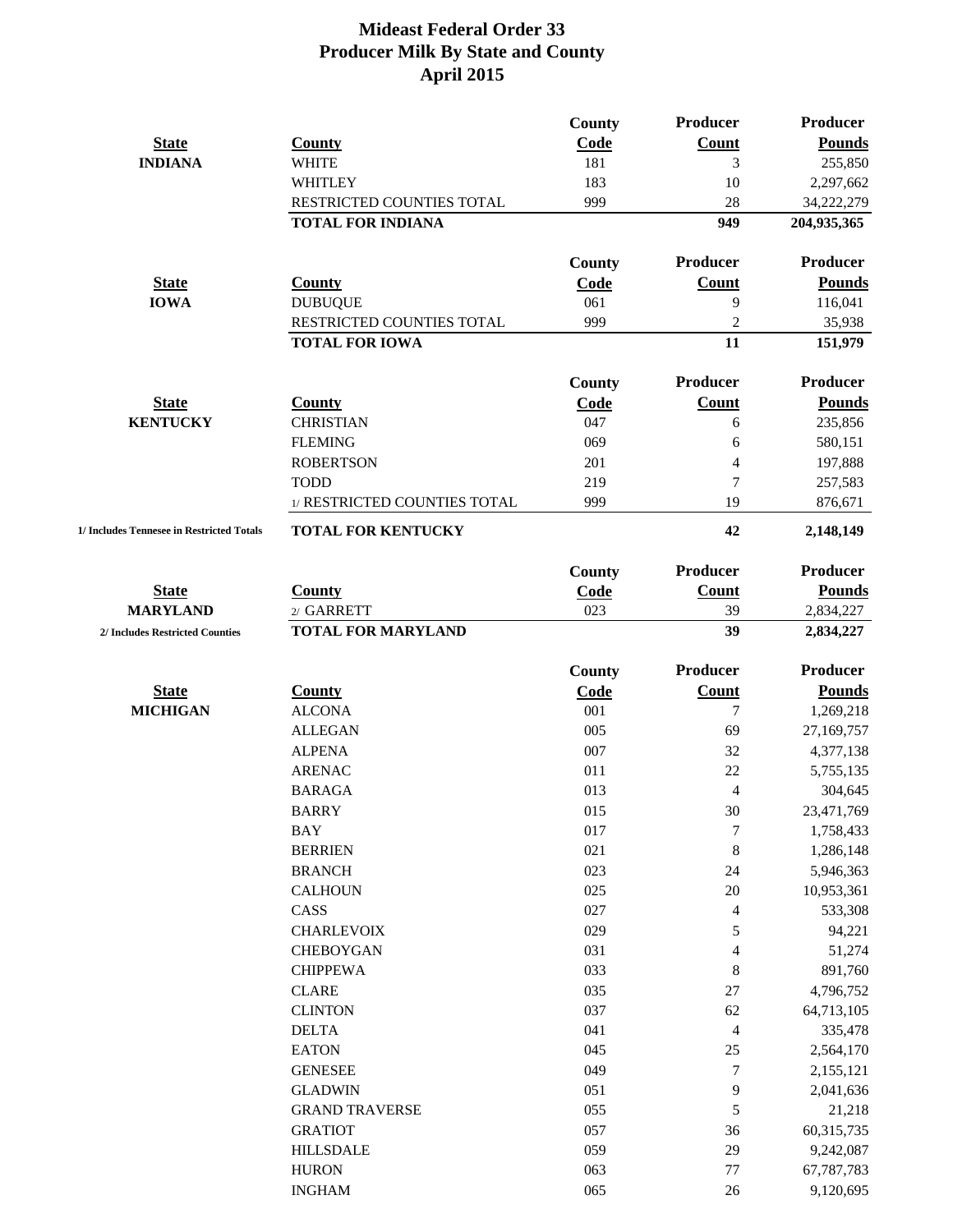# Mideast Federal Order 33
## Producer Milk By State and County
## April 2015

| State | County | County Code | Producer Count | Producer Pounds |
|---|---|---|---|---|
| INDIANA | WHITE | 181 | 3 | 255,850 |
| | WHITLEY | 183 | 10 | 2,297,662 |
| | RESTRICTED COUNTIES TOTAL | 999 | 28 | 34,222,279 |
| | **TOTAL FOR INDIANA** | | **949** | **204,935,365** |

| State | County | County Code | Producer Count | Producer Pounds |
|---|---|---|---|---|
| IOWA | DUBUQUE | 061 | 9 | 116,041 |
| | RESTRICTED COUNTIES TOTAL | 999 | 2 | 35,938 |
| | **TOTAL FOR IOWA** | | **11** | **151,979** |

| State | County | County Code | Producer Count | Producer Pounds |
|---|---|---|---|---|
| KENTUCKY | CHRISTIAN | 047 | 6 | 235,856 |
| | FLEMING | 069 | 6 | 580,151 |
| | ROBERTSON | 201 | 4 | 197,888 |
| | TODD | 219 | 7 | 257,583 |
| | 1/ RESTRICTED COUNTIES TOTAL | 999 | 19 | 876,671 |
| 1/ Includes Tennesee in Restricted Totals | **TOTAL FOR KENTUCKY** | | **42** | **2,148,149** |

| State | County | County Code | Producer Count | Producer Pounds |
|---|---|---|---|---|
| MARYLAND | 2/ GARRETT | 023 | 39 | 2,834,227 |
| 2/ Includes Restricted Counties | **TOTAL FOR MARYLAND** | | **39** | **2,834,227** |

| State | County | County Code | Producer Count | Producer Pounds |
|---|---|---|---|---|
| MICHIGAN | ALCONA | 001 | 7 | 1,269,218 |
| | ALLEGAN | 005 | 69 | 27,169,757 |
| | ALPENA | 007 | 32 | 4,377,138 |
| | ARENAC | 011 | 22 | 5,755,135 |
| | BARAGA | 013 | 4 | 304,645 |
| | BARRY | 015 | 30 | 23,471,769 |
| | BAY | 017 | 7 | 1,758,433 |
| | BERRIEN | 021 | 8 | 1,286,148 |
| | BRANCH | 023 | 24 | 5,946,363 |
| | CALHOUN | 025 | 20 | 10,953,361 |
| | CASS | 027 | 4 | 533,308 |
| | CHARLEVOIX | 029 | 5 | 94,221 |
| | CHEBOYGAN | 031 | 4 | 51,274 |
| | CHIPPEWA | 033 | 8 | 891,760 |
| | CLARE | 035 | 27 | 4,796,752 |
| | CLINTON | 037 | 62 | 64,713,105 |
| | DELTA | 041 | 4 | 335,478 |
| | EATON | 045 | 25 | 2,564,170 |
| | GENESEE | 049 | 7 | 2,155,121 |
| | GLADWIN | 051 | 9 | 2,041,636 |
| | GRAND TRAVERSE | 055 | 5 | 21,218 |
| | GRATIOT | 057 | 36 | 60,315,735 |
| | HILLSDALE | 059 | 29 | 9,242,087 |
| | HURON | 063 | 77 | 67,787,783 |
| | INGHAM | 065 | 26 | 9,120,695 |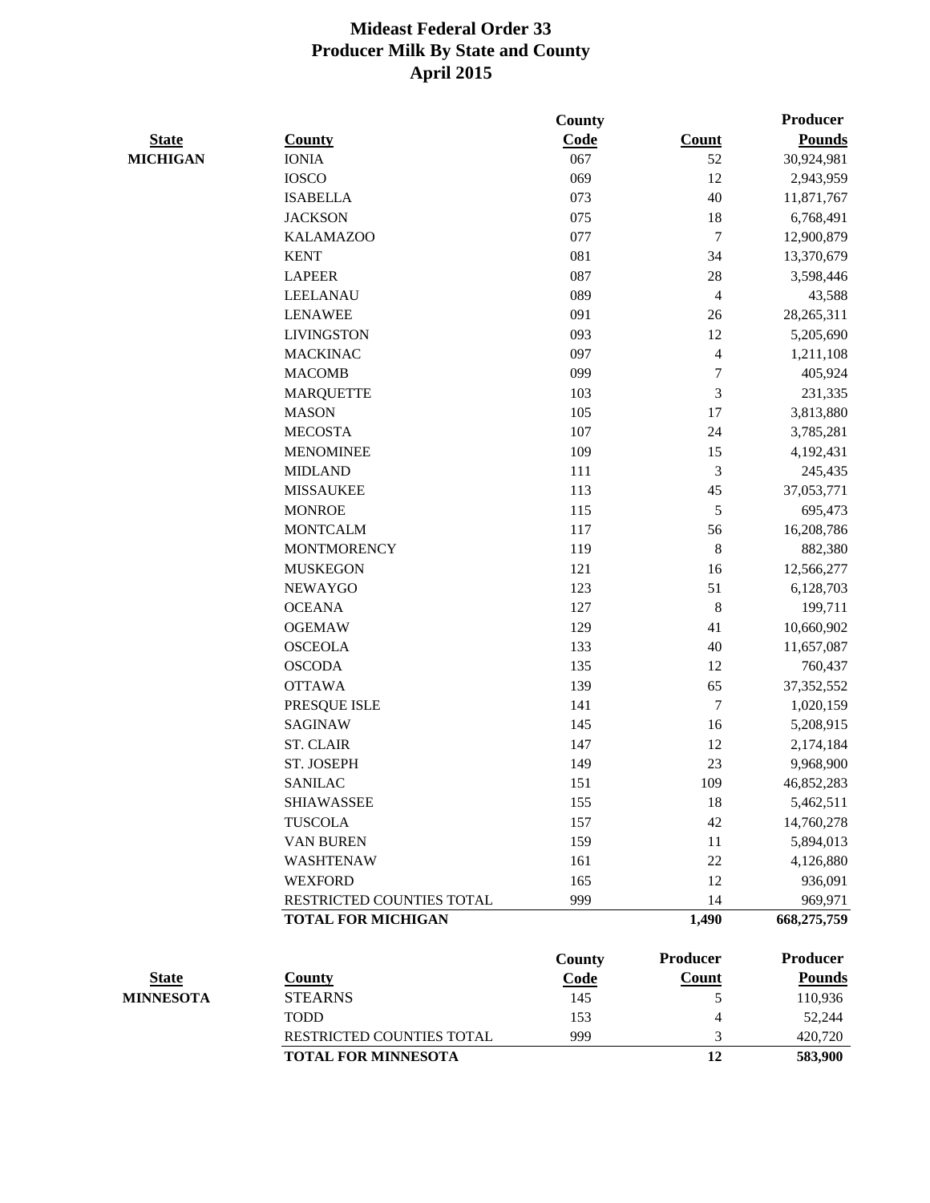# Mideast Federal Order 33
## Producer Milk By State and County
### April 2015

| State | County | County Code | Count | Producer Pounds |
|---|---|---|---|---|
| MICHIGAN | IONIA | 067 | 52 | 30,924,981 |
| | IOSCO | 069 | 12 | 2,943,959 |
| | ISABELLA | 073 | 40 | 11,871,767 |
| | JACKSON | 075 | 18 | 6,768,491 |
| | KALAMAZOO | 077 | 7 | 12,900,879 |
| | KENT | 081 | 34 | 13,370,679 |
| | LAPEER | 087 | 28 | 3,598,446 |
| | LEELANAU | 089 | 4 | 43,588 |
| | LENAWEE | 091 | 26 | 28,265,311 |
| | LIVINGSTON | 093 | 12 | 5,205,690 |
| | MACKINAC | 097 | 4 | 1,211,108 |
| | MACOMB | 099 | 7 | 405,924 |
| | MARQUETTE | 103 | 3 | 231,335 |
| | MASON | 105 | 17 | 3,813,880 |
| | MECOSTA | 107 | 24 | 3,785,281 |
| | MENOMINEE | 109 | 15 | 4,192,431 |
| | MIDLAND | 111 | 3 | 245,435 |
| | MISSAUKEE | 113 | 45 | 37,053,771 |
| | MONROE | 115 | 5 | 695,473 |
| | MONTCALM | 117 | 56 | 16,208,786 |
| | MONTMORENCY | 119 | 8 | 882,380 |
| | MUSKEGON | 121 | 16 | 12,566,277 |
| | NEWAYGO | 123 | 51 | 6,128,703 |
| | OCEANA | 127 | 8 | 199,711 |
| | OGEMAW | 129 | 41 | 10,660,902 |
| | OSCEOLA | 133 | 40 | 11,657,087 |
| | OSCODA | 135 | 12 | 760,437 |
| | OTTAWA | 139 | 65 | 37,352,552 |
| | PRESQUE ISLE | 141 | 7 | 1,020,159 |
| | SAGINAW | 145 | 16 | 5,208,915 |
| | ST. CLAIR | 147 | 12 | 2,174,184 |
| | ST. JOSEPH | 149 | 23 | 9,968,900 |
| | SANILAC | 151 | 109 | 46,852,283 |
| | SHIAWASSEE | 155 | 18 | 5,462,511 |
| | TUSCOLA | 157 | 42 | 14,760,278 |
| | VAN BUREN | 159 | 11 | 5,894,013 |
| | WASHTENAW | 161 | 22 | 4,126,880 |
| | WEXFORD | 165 | 12 | 936,091 |
| | RESTRICTED COUNTIES TOTAL | 999 | 14 | 969,971 |
| | **TOTAL FOR MICHIGAN** | | **1,490** | **668,275,759** |

| State | County | County Code | Producer Count | Producer Pounds |
|---|---|---|---|---|
| MINNESOTA | STEARNS | 145 | 5 | 110,936 |
| | TODD | 153 | 4 | 52,244 |
| | RESTRICTED COUNTIES TOTAL | 999 | 3 | 420,720 |
| | **TOTAL FOR MINNESOTA** | | **12** | **583,900** |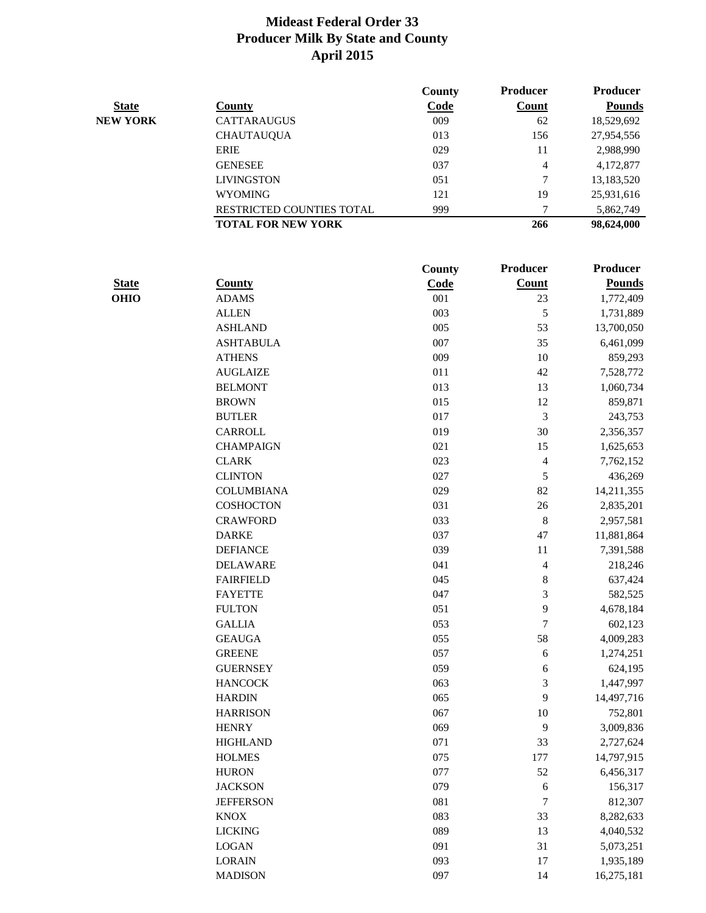# Mideast Federal Order 33
## Producer Milk By State and County
## April 2015

| State | County | County Code | Producer Count | Producer Pounds |
|---|---|---|---|---|
| NEW YORK | CATTARAUGUS | 009 | 62 | 18,529,692 |
| | CHAUTAUQUA | 013 | 156 | 27,954,556 |
| | ERIE | 029 | 11 | 2,988,990 |
| | GENESEE | 037 | 4 | 4,172,877 |
| | LIVINGSTON | 051 | 7 | 13,183,520 |
| | WYOMING | 121 | 19 | 25,931,616 |
| | RESTRICTED COUNTIES TOTAL | 999 | 7 | 5,862,749 |
| | **TOTAL FOR NEW YORK** | | **266** | **98,624,000** |

| State | County | County Code | Producer Count | Producer Pounds |
|---|---|---|---|---|
| OHIO | ADAMS | 001 | 23 | 1,772,409 |
| | ALLEN | 003 | 5 | 1,731,889 |
| | ASHLAND | 005 | 53 | 13,700,050 |
| | ASHTABULA | 007 | 35 | 6,461,099 |
| | ATHENS | 009 | 10 | 859,293 |
| | AUGLAIZE | 011 | 42 | 7,528,772 |
| | BELMONT | 013 | 13 | 1,060,734 |
| | BROWN | 015 | 12 | 859,871 |
| | BUTLER | 017 | 3 | 243,753 |
| | CARROLL | 019 | 30 | 2,356,357 |
| | CHAMPAIGN | 021 | 15 | 1,625,653 |
| | CLARK | 023 | 4 | 7,762,152 |
| | CLINTON | 027 | 5 | 436,269 |
| | COLUMBIANA | 029 | 82 | 14,211,355 |
| | COSHOCTON | 031 | 26 | 2,835,201 |
| | CRAWFORD | 033 | 8 | 2,957,581 |
| | DARKE | 037 | 47 | 11,881,864 |
| | DEFIANCE | 039 | 11 | 7,391,588 |
| | DELAWARE | 041 | 4 | 218,246 |
| | FAIRFIELD | 045 | 8 | 637,424 |
| | FAYETTE | 047 | 3 | 582,525 |
| | FULTON | 051 | 9 | 4,678,184 |
| | GALLIA | 053 | 7 | 602,123 |
| | GEAUGA | 055 | 58 | 4,009,283 |
| | GREENE | 057 | 6 | 1,274,251 |
| | GUERNSEY | 059 | 6 | 624,195 |
| | HANCOCK | 063 | 3 | 1,447,997 |
| | HARDIN | 065 | 9 | 14,497,716 |
| | HARRISON | 067 | 10 | 752,801 |
| | HENRY | 069 | 9 | 3,009,836 |
| | HIGHLAND | 071 | 33 | 2,727,624 |
| | HOLMES | 075 | 177 | 14,797,915 |
| | HURON | 077 | 52 | 6,456,317 |
| | JACKSON | 079 | 6 | 156,317 |
| | JEFFERSON | 081 | 7 | 812,307 |
| | KNOX | 083 | 33 | 8,282,633 |
| | LICKING | 089 | 13 | 4,040,532 |
| | LOGAN | 091 | 31 | 5,073,251 |
| | LORAIN | 093 | 17 | 1,935,189 |
| | MADISON | 097 | 14 | 16,275,181 |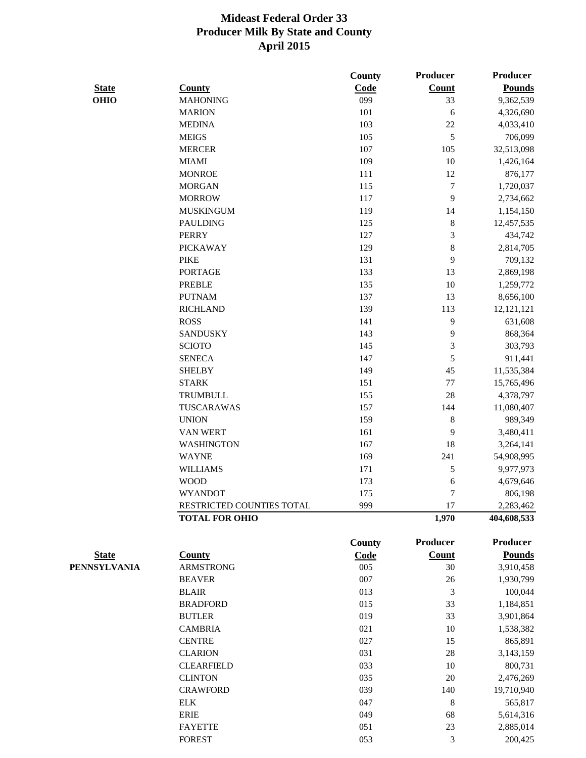# Mideast Federal Order 33
## Producer Milk By State and County
### April 2015

| State | County | County Code | Producer Count | Producer Pounds |
|---|---|---|---|---|
| **OHIO** | MAHONING | 099 | 33 | 9,362,539 |
| | MARION | 101 | 6 | 4,326,690 |
| | MEDINA | 103 | 22 | 4,033,410 |
| | MEIGS | 105 | 5 | 706,099 |
| | MERCER | 107 | 105 | 32,513,098 |
| | MIAMI | 109 | 10 | 1,426,164 |
| | MONROE | 111 | 12 | 876,177 |
| | MORGAN | 115 | 7 | 1,720,037 |
| | MORROW | 117 | 9 | 2,734,662 |
| | MUSKINGUM | 119 | 14 | 1,154,150 |
| | PAULDING | 125 | 8 | 12,457,535 |
| | PERRY | 127 | 3 | 434,742 |
| | PICKAWAY | 129 | 8 | 2,814,705 |
| | PIKE | 131 | 9 | 709,132 |
| | PORTAGE | 133 | 13 | 2,869,198 |
| | PREBLE | 135 | 10 | 1,259,772 |
| | PUTNAM | 137 | 13 | 8,656,100 |
| | RICHLAND | 139 | 113 | 12,121,121 |
| | ROSS | 141 | 9 | 631,608 |
| | SANDUSKY | 143 | 9 | 868,364 |
| | SCIOTO | 145 | 3 | 303,793 |
| | SENECA | 147 | 5 | 911,441 |
| | SHELBY | 149 | 45 | 11,535,384 |
| | STARK | 151 | 77 | 15,765,496 |
| | TRUMBULL | 155 | 28 | 4,378,797 |
| | TUSCARAWAS | 157 | 144 | 11,080,407 |
| | UNION | 159 | 8 | 989,349 |
| | VAN WERT | 161 | 9 | 3,480,411 |
| | WASHINGTON | 167 | 18 | 3,264,141 |
| | WAYNE | 169 | 241 | 54,908,995 |
| | WILLIAMS | 171 | 5 | 9,977,973 |
| | WOOD | 173 | 6 | 4,679,646 |
| | WYANDOT | 175 | 7 | 806,198 |
| | RESTRICTED COUNTIES TOTAL | 999 | 17 | 2,283,462 |
| | **TOTAL FOR OHIO** | | **1,970** | **404,608,533** |

| State | County | County Code | Producer Count | Producer Pounds |
|---|---|---|---|---|
| **PENNSYLVANIA** | ARMSTRONG | 005 | 30 | 3,910,458 |
| | BEAVER | 007 | 26 | 1,930,799 |
| | BLAIR | 013 | 3 | 100,044 |
| | BRADFORD | 015 | 33 | 1,184,851 |
| | BUTLER | 019 | 33 | 3,901,864 |
| | CAMBRIA | 021 | 10 | 1,538,382 |
| | CENTRE | 027 | 15 | 865,891 |
| | CLARION | 031 | 28 | 3,143,159 |
| | CLEARFIELD | 033 | 10 | 800,731 |
| | CLINTON | 035 | 20 | 2,476,269 |
| | CRAWFORD | 039 | 140 | 19,710,940 |
| | ELK | 047 | 8 | 565,817 |
| | ERIE | 049 | 68 | 5,614,316 |
| | FAYETTE | 051 | 23 | 2,885,014 |
| | FOREST | 053 | 3 | 200,425 |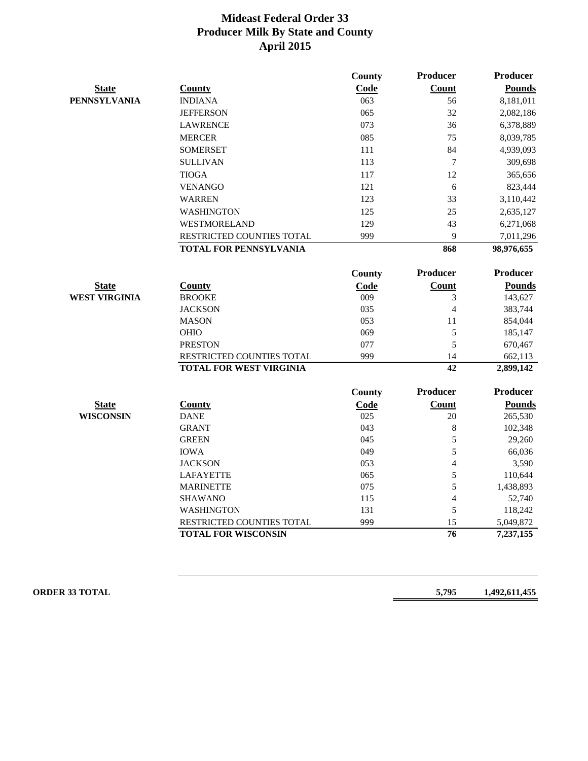# Mideast Federal Order 33
## Producer Milk By State and County
## April 2015

| State | County | County Code | Producer Count | Producer Pounds |
|---|---|---|---|---|
| PENNSYLVANIA | INDIANA | 063 | 56 | 8,181,011 |
| | JEFFERSON | 065 | 32 | 2,082,186 |
| | LAWRENCE | 073 | 36 | 6,378,889 |
| | MERCER | 085 | 75 | 8,039,785 |
| | SOMERSET | 111 | 84 | 4,939,093 |
| | SULLIVAN | 113 | 7 | 309,698 |
| | TIOGA | 117 | 12 | 365,656 |
| | VENANGO | 121 | 6 | 823,444 |
| | WARREN | 123 | 33 | 3,110,442 |
| | WASHINGTON | 125 | 25 | 2,635,127 |
| | WESTMORELAND | 129 | 43 | 6,271,068 |
| | RESTRICTED COUNTIES TOTAL | 999 | 9 | 7,011,296 |
| | **TOTAL FOR PENNSYLVANIA** | | **868** | **98,976,655** |

| State | County | County Code | Producer Count | Producer Pounds |
|---|---|---|---|---|
| WEST VIRGINIA | BROOKE | 009 | 3 | 143,627 |
| | JACKSON | 035 | 4 | 383,744 |
| | MASON | 053 | 11 | 854,044 |
| | OHIO | 069 | 5 | 185,147 |
| | PRESTON | 077 | 5 | 670,467 |
| | RESTRICTED COUNTIES TOTAL | 999 | 14 | 662,113 |
| | **TOTAL FOR WEST VIRGINIA** | | **42** | **2,899,142** |

| State | County | County Code | Producer Count | Producer Pounds |
|---|---|---|---|---|
| WISCONSIN | DANE | 025 | 20 | 265,530 |
| | GRANT | 043 | 8 | 102,348 |
| | GREEN | 045 | 5 | 29,260 |
| | IOWA | 049 | 5 | 66,036 |
| | JACKSON | 053 | 4 | 3,590 |
| | LAFAYETTE | 065 | 5 | 110,644 |
| | MARINETTE | 075 | 5 | 1,438,893 |
| | SHAWANO | 115 | 4 | 52,740 |
| | WASHINGTON | 131 | 5 | 118,242 |
| | RESTRICTED COUNTIES TOTAL | 999 | 15 | 5,049,872 |
| | **TOTAL FOR WISCONSIN** | | **76** | **7,237,155** |

| | | | | |
|---|---|---|---|---|
| **ORDER 33 TOTAL** | | | **5,795** | **1,492,611,455** |